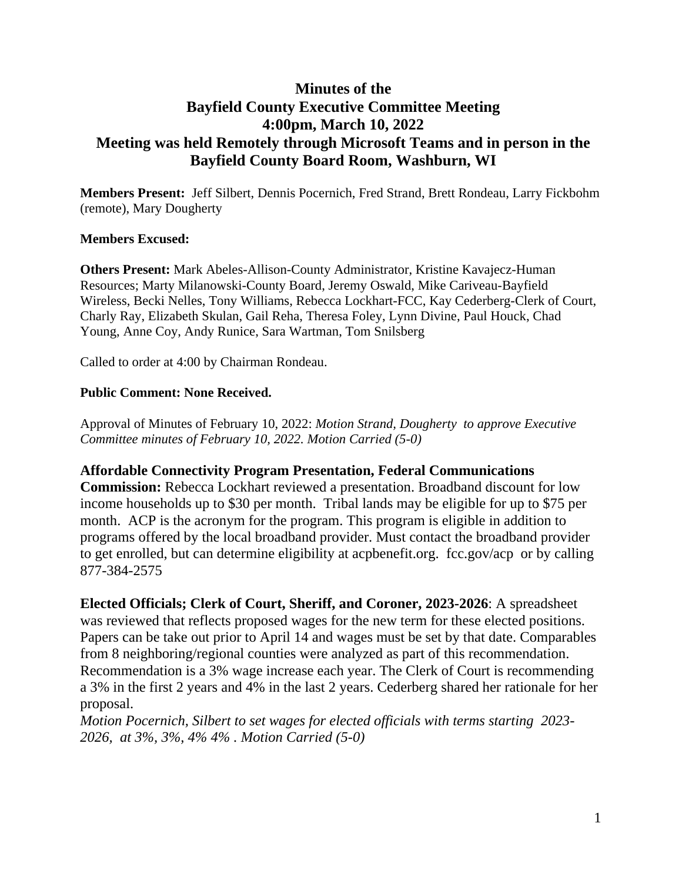# Minutes of the Bayfield County Executive Committee Meeting 4:00pm, March 10, 2022 Meeting was held Remotely through Microsoft Teams and in person in the Bayfield County Board Room, Washburn, WI

**Members Present:** Jeff Silbert, Dennis Pocernich, Fred Strand, Brett Rondeau, Larry Fickbohm (remote), Mary Dougherty

**Members Excused:**

**Others Present:** Mark Abeles-Allison-County Administrator, Kristine Kavajecz-Human Resources; Marty Milanowski-County Board, Jeremy Oswald, Mike Cariveau-Bayfield Wireless, Becki Nelles, Tony Williams, Rebecca Lockhart-FCC, Kay Cederberg-Clerk of Court, Charly Ray, Elizabeth Skulan, Gail Reha, Theresa Foley, Lynn Divine, Paul Houck, Chad Young, Anne Coy, Andy Runice, Sara Wartman, Tom Snilsberg

Called to order at 4:00 by Chairman Rondeau.

**Public Comment: None Received.**

Approval of Minutes of February 10, 2022: *Motion Strand, Dougherty to approve Executive Committee minutes of February 10, 2022. Motion Carried (5-0)*

**Affordable Connectivity Program Presentation, Federal Communications Commission:** Rebecca Lockhart reviewed a presentation. Broadband discount for low income households up to $30 per month. Tribal lands may be eligible for up to $75 per month. ACP is the acronym for the program. This program is eligible in addition to programs offered by the local broadband provider. Must contact the broadband provider to get enrolled, but can determine eligibility at acpbenefit.org. fcc.gov/acp or by calling 877-384-2575

**Elected Officials; Clerk of Court, Sheriff, and Coroner, 2023-2026**: A spreadsheet was reviewed that reflects proposed wages for the new term for these elected positions. Papers can be take out prior to April 14 and wages must be set by that date. Comparables from 8 neighboring/regional counties were analyzed as part of this recommendation. Recommendation is a 3% wage increase each year. The Clerk of Court is recommending a 3% in the first 2 years and 4% in the last 2 years. Cederberg shared her rationale for her proposal.
*Motion Pocernich, Silbert to set wages for elected officials with terms starting 2023-2026, at 3%, 3%, 4% 4% . Motion Carried (5-0)*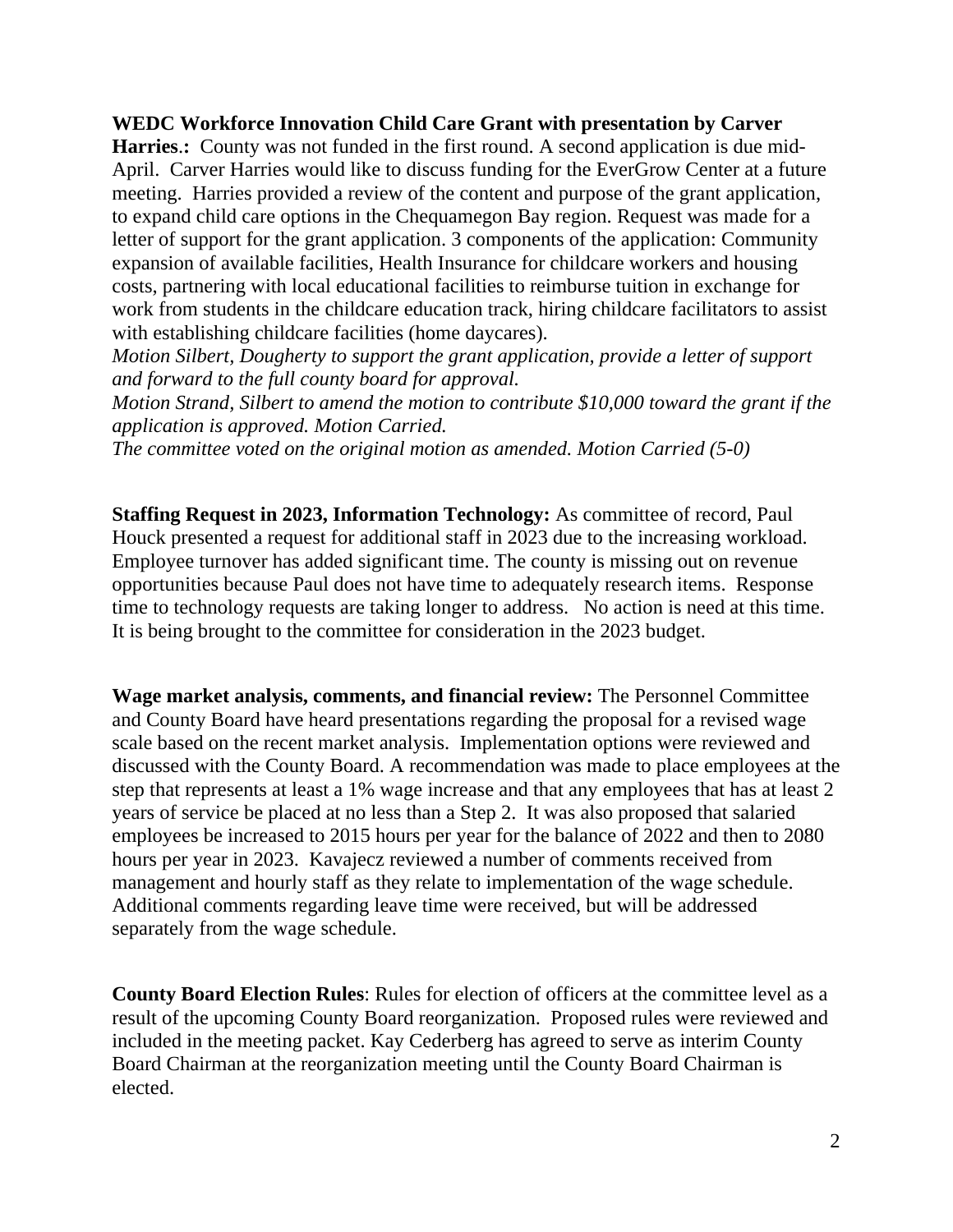**WEDC Workforce Innovation Child Care Grant with presentation by Carver Harries.:** County was not funded in the first round. A second application is due mid-April. Carver Harries would like to discuss funding for the EverGrow Center at a future meeting. Harries provided a review of the content and purpose of the grant application, to expand child care options in the Chequamegon Bay region. Request was made for a letter of support for the grant application. 3 components of the application: Community expansion of available facilities, Health Insurance for childcare workers and housing costs, partnering with local educational facilities to reimburse tuition in exchange for work from students in the childcare education track, hiring childcare facilitators to assist with establishing childcare facilities (home daycares).

*Motion Silbert, Dougherty to support the grant application, provide a letter of support and forward to the full county board for approval.*

*Motion Strand, Silbert to amend the motion to contribute $10,000 toward the grant if the application is approved. Motion Carried.*

*The committee voted on the original motion as amended. Motion Carried (5-0)*

**Staffing Request in 2023, Information Technology:** As committee of record, Paul Houck presented a request for additional staff in 2023 due to the increasing workload. Employee turnover has added significant time. The county is missing out on revenue opportunities because Paul does not have time to adequately research items. Response time to technology requests are taking longer to address. No action is need at this time. It is being brought to the committee for consideration in the 2023 budget.

**Wage market analysis, comments, and financial review:** The Personnel Committee and County Board have heard presentations regarding the proposal for a revised wage scale based on the recent market analysis. Implementation options were reviewed and discussed with the County Board. A recommendation was made to place employees at the step that represents at least a 1% wage increase and that any employees that has at least 2 years of service be placed at no less than a Step 2. It was also proposed that salaried employees be increased to 2015 hours per year for the balance of 2022 and then to 2080 hours per year in 2023. Kavajecz reviewed a number of comments received from management and hourly staff as they relate to implementation of the wage schedule. Additional comments regarding leave time were received, but will be addressed separately from the wage schedule.

**County Board Election Rules**: Rules for election of officers at the committee level as a result of the upcoming County Board reorganization. Proposed rules were reviewed and included in the meeting packet. Kay Cederberg has agreed to serve as interim County Board Chairman at the reorganization meeting until the County Board Chairman is elected.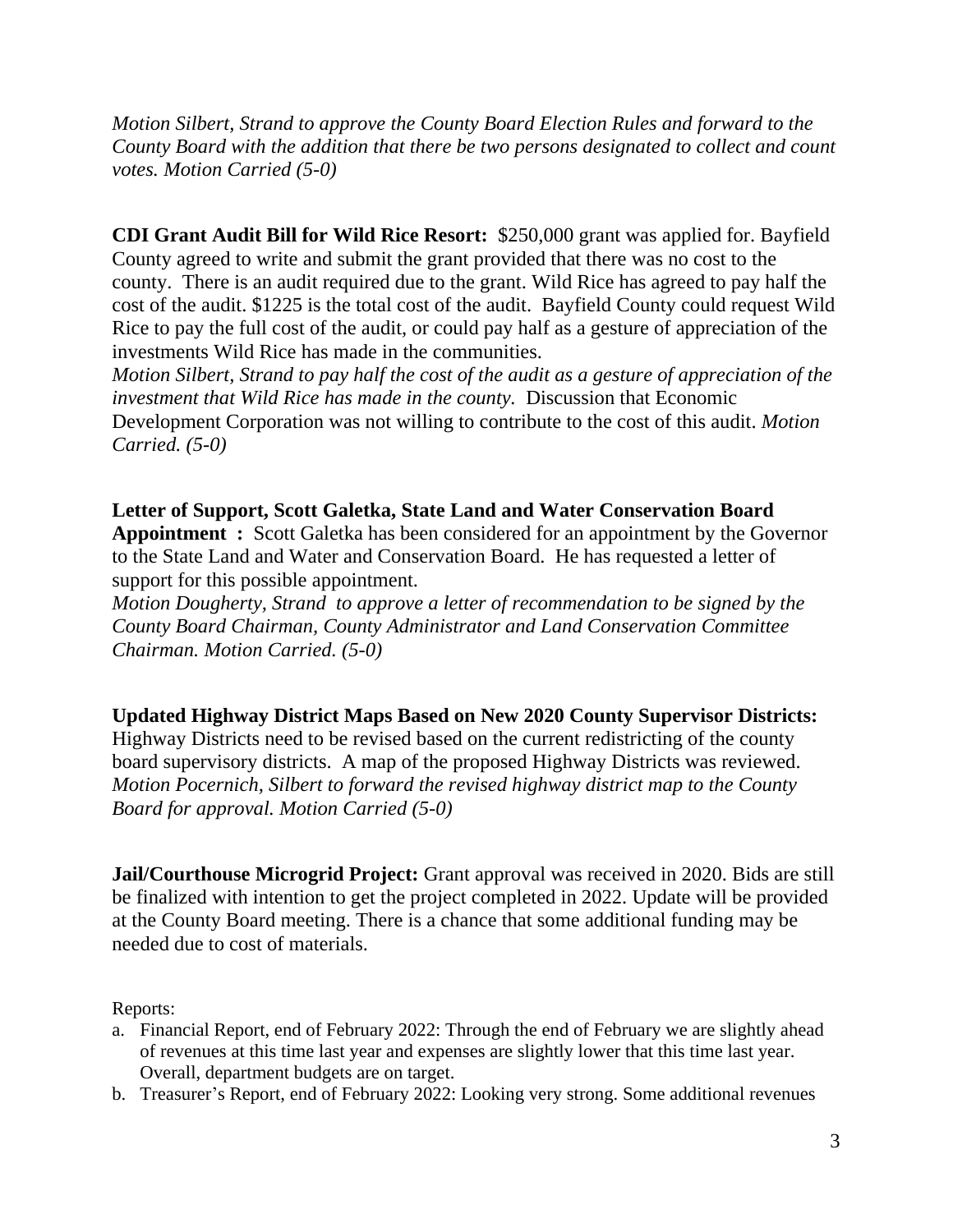*Motion Silbert, Strand to approve the County Board Election Rules and forward to the County Board with the addition that there be two persons designated to collect and count votes. Motion Carried (5-0)*

**CDI Grant Audit Bill for Wild Rice Resort:** $250,000 grant was applied for. Bayfield County agreed to write and submit the grant provided that there was no cost to the county. There is an audit required due to the grant. Wild Rice has agreed to pay half the cost of the audit. $1225 is the total cost of the audit. Bayfield County could request Wild Rice to pay the full cost of the audit, or could pay half as a gesture of appreciation of the investments Wild Rice has made in the communities.
*Motion Silbert, Strand to pay half the cost of the audit as a gesture of appreciation of the investment that Wild Rice has made in the county.* Discussion that Economic Development Corporation was not willing to contribute to the cost of this audit. *Motion Carried. (5-0)*

**Letter of Support, Scott Galetka, State Land and Water Conservation Board Appointment :** Scott Galetka has been considered for an appointment by the Governor to the State Land and Water and Conservation Board. He has requested a letter of support for this possible appointment.
*Motion Dougherty, Strand to approve a letter of recommendation to be signed by the County Board Chairman, County Administrator and Land Conservation Committee Chairman. Motion Carried. (5-0)*

**Updated Highway District Maps Based on New 2020 County Supervisor Districts:** Highway Districts need to be revised based on the current redistricting of the county board supervisory districts. A map of the proposed Highway Districts was reviewed.
*Motion Pocernich, Silbert to forward the revised highway district map to the County Board for approval. Motion Carried (5-0)*

**Jail/Courthouse Microgrid Project:** Grant approval was received in 2020. Bids are still be finalized with intention to get the project completed in 2022. Update will be provided at the County Board meeting. There is a chance that some additional funding may be needed due to cost of materials.

Reports:

a. Financial Report, end of February 2022: Through the end of February we are slightly ahead of revenues at this time last year and expenses are slightly lower that this time last year. Overall, department budgets are on target.
b. Treasurer's Report, end of February 2022: Looking very strong. Some additional revenues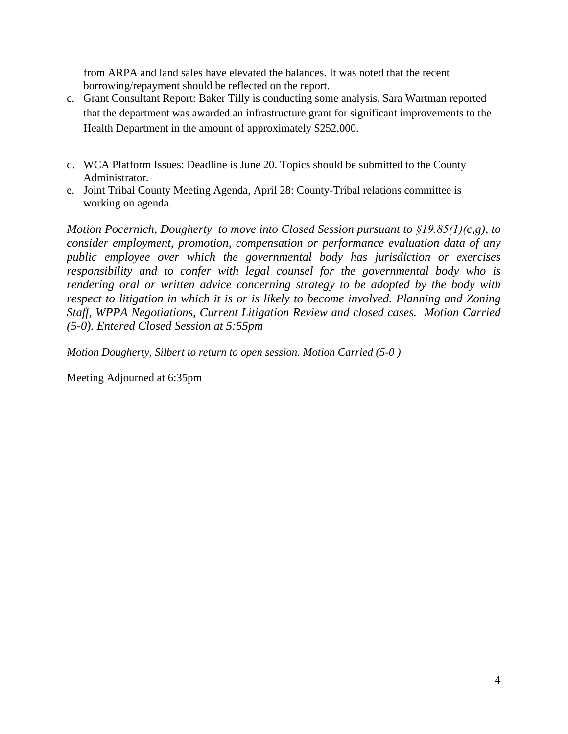from ARPA and land sales have elevated the balances. It was noted that the recent borrowing/repayment should be reflected on the report.

c. Grant Consultant Report: Baker Tilly is conducting some analysis. Sara Wartman reported that the department was awarded an infrastructure grant for significant improvements to the Health Department in the amount of approximately $252,000.

d. WCA Platform Issues: Deadline is June 20. Topics should be submitted to the County Administrator.
e. Joint Tribal County Meeting Agenda, April 28: County-Tribal relations committee is working on agenda.

*Motion Pocernich, Dougherty to move into Closed Session pursuant to §19.85(1)(c,g), to consider employment, promotion, compensation or performance evaluation data of any public employee over which the governmental body has jurisdiction or exercises responsibility and to confer with legal counsel for the governmental body who is rendering oral or written advice concerning strategy to be adopted by the body with respect to litigation in which it is or is likely to become involved. Planning and Zoning Staff, WPPA Negotiations, Current Litigation Review and closed cases. Motion Carried (5-0). Entered Closed Session at 5:55pm*

*Motion Dougherty, Silbert to return to open session. Motion Carried (5-0 )*

Meeting Adjourned at 6:35pm